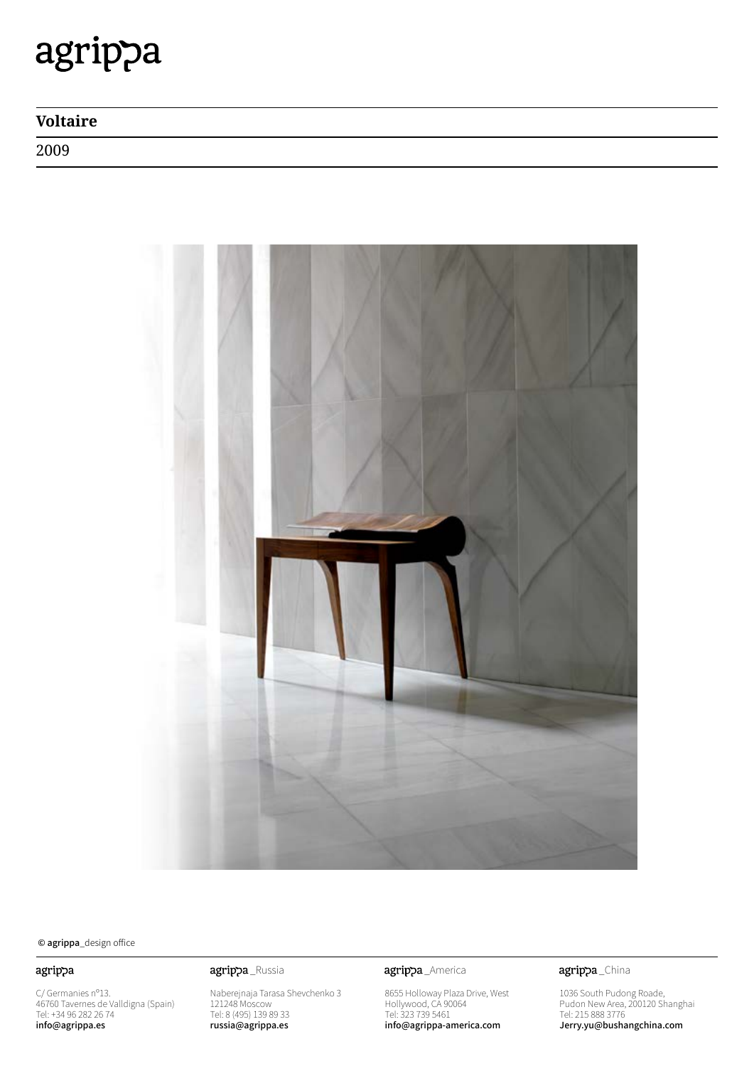# agrippa

## Voltaire

2009

© **agrippa**_design office

agrippa

C/ Germanies nº13.
46760 Tavernes de Valldigna (Spain)
Tel: +34 96 282 26 74
**info@agrippa.es**

agrippa _Russia

Naberejnaja Tarasa Shevchenko 3
121248 Moscow
Tel: 8 (495) 139 89 33
**russia@agrippa.es**

agrippa _America

8655 Holloway Plaza Drive, West
Hollywood, CA 90064
Tel: 323 739 5461
**info@agrippa-america.com**

agrippa _China

1036 South Pudong Roade,
Pudon New Area, 200120 Shanghai
Tel: 215 888 3776
**Jerry.yu@bushangchina.com**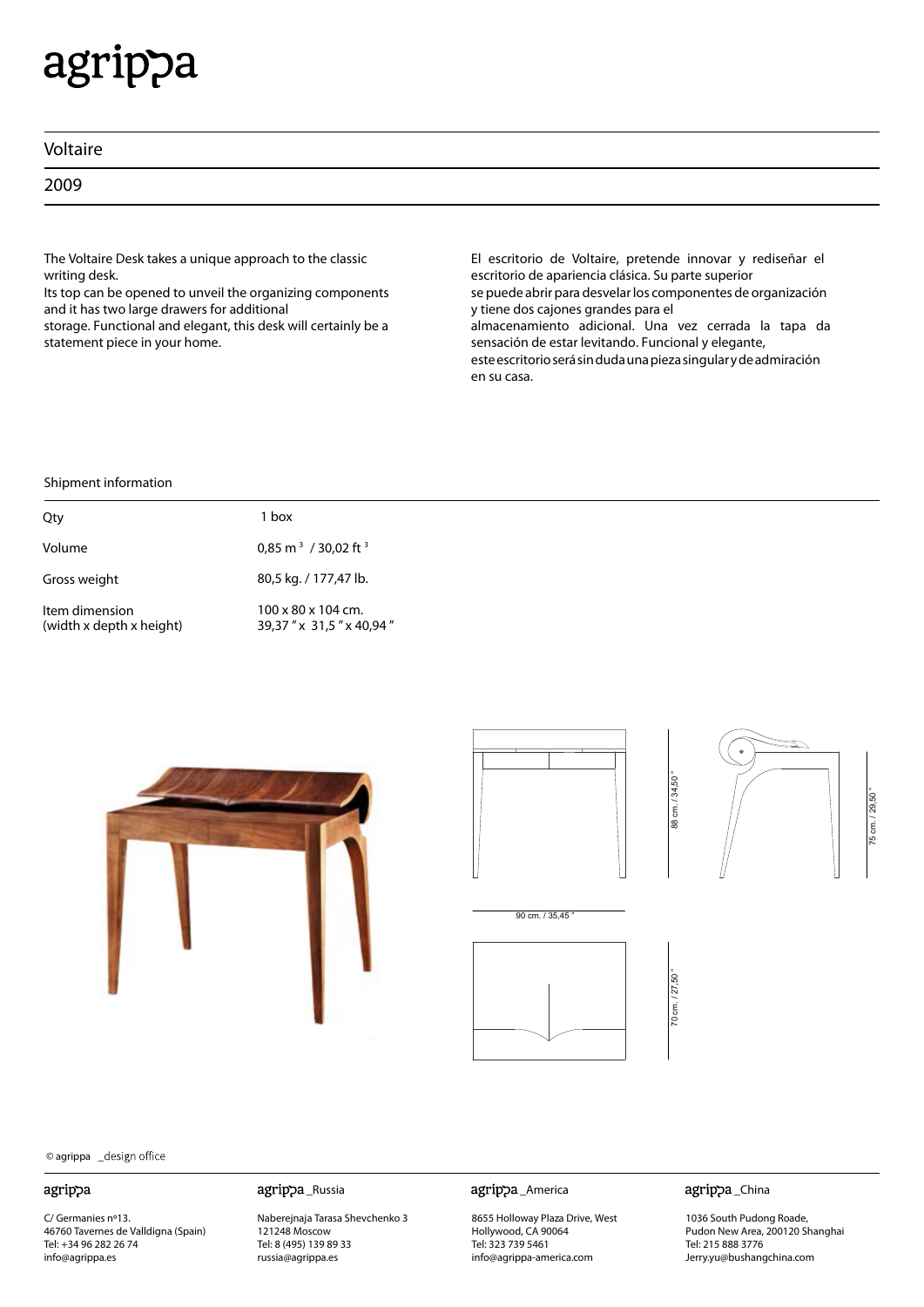# Voltaire

## 2009

The Voltaire Desk takes a unique approach to the classic writing desk.
Its top can be opened to unveil the organizing components and it has two large drawers for additional storage. Functional and elegant, this desk will certainly be a statement piece in your home.

El escritorio de Voltaire, pretende innovar y rediseñar el escritorio de apariencia clásica. Su parte superior se puede abrir para desvelar los componentes de organización y tiene dos cajones grandes para el almacenamiento adicional. Una vez cerrada la tapa da sensación de estar levitando. Funcional y elegante, este escritorio será sin duda una pieza singular y de admiración en su casa.

### Shipment information

| | |
|---|---|
| Qty | 1 box |
| Volume | 0,85 $m^3$ / 30,02 $ft^3$ |
| Gross weight | 80,5 kg. / 177,47 lb. |
| Item dimension (width x depth x height) | 100 x 80 x 104 cm. 39,37 " x 31,5 " x 40,94 " |

88 cm. / 34,50 "

75 cm. / 29,50 "

90 cm. / 35,45 "

70 cm. / 27,50 "

© agrippa _design office

**agrippa**
C/ Germanies nº13.
46760 Tavernes de Valldigna (Spain)
Tel: +34 96 282 26 74
info@agrippa.es

**agrippa _Russia**
Naberejnaja Tarasa Shevchenko 3
121248 Moscow
Tel: 8 (495) 139 89 33
russia@agrippa.es

**agrippa _America**
8655 Holloway Plaza Drive, West
Hollywood, CA 90064
Tel: 323 739 5461
info@agrippa-america.com

**agrippa _China**
1036 South Pudong Roade,
Pudon New Area, 200120 Shanghai
Tel: 215 888 3776
Jerry.yu@bushangchina.com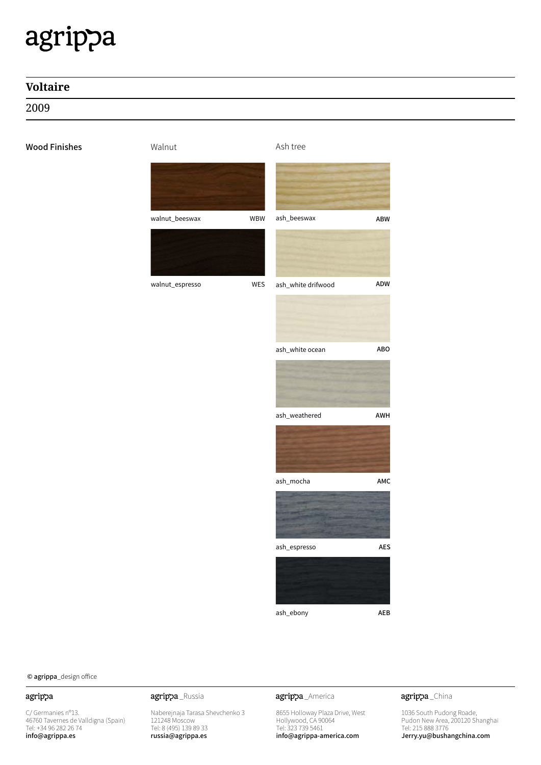agrippa

# Voltaire

2009

## Wood Finishes

**Walnut**

| Finish | Code |
| --- | --- |
| walnut_beeswax | WBW |
| walnut_espresso | WES |

**Ash tree**

| Finish | Code |
| --- | --- |
| ash_beeswax | ABW |
| ash_white drifwood | ADW |
| ash_white ocean | ABO |
| ash_weathered | AWH |
| ash_mocha | AMC |
| ash_espresso | AES |
| ash_ebony | AEB |

© **agrippa**_design office

**agrippa**
C/ Germanies nº13.
46760 Tavernes de Valldigna (Spain)
Tel: +34 96 282 26 74
**info@agrippa.es**

**agrippa** _Russia
Naberejnaja Tarasa Shevchenko 3
121248 Moscow
Tel: 8 (495) 139 89 33
**russia@agrippa.es**

**agrippa** _America
8655 Holloway Plaza Drive, West
Hollywood, CA 90064
Tel: 323 739 5461
**info@agrippa-america.com**

**agrippa** _China
1036 South Pudong Roade,
Pudon New Area, 200120 Shanghai
Tel: 215 888 3776
**Jerry.yu@bushangchina.com**